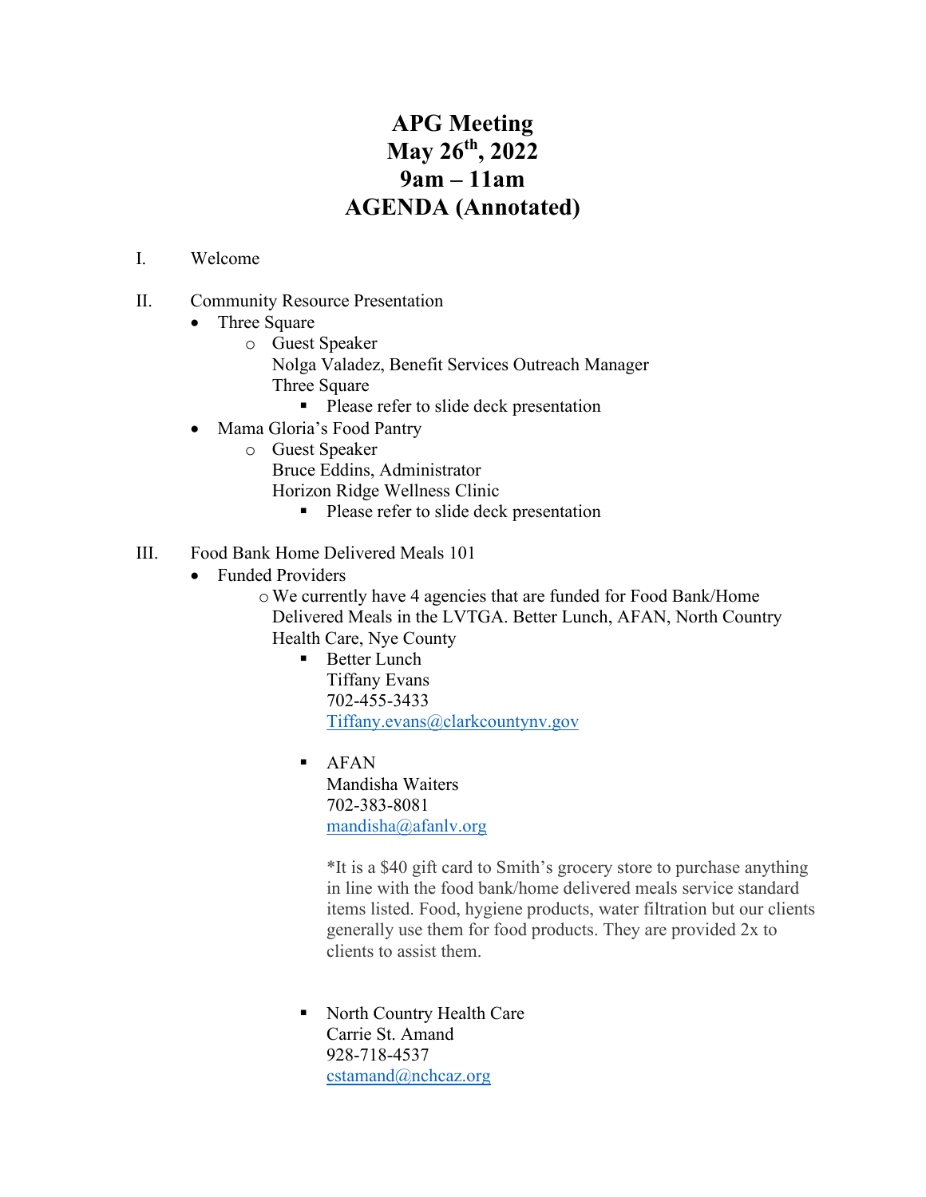# APG Meeting
# May 26th, 2022
# 9am – 11am
# AGENDA (Annotated)

I. Welcome

II. Community Resource Presentation

- Three Square
  - Guest Speaker
    Nolga Valadez, Benefit Services Outreach Manager
    Three Square
    - Please refer to slide deck presentation
- Mama Gloria's Food Pantry
  - Guest Speaker
    Bruce Eddins, Administrator
    Horizon Ridge Wellness Clinic
    - Please refer to slide deck presentation

III. Food Bank Home Delivered Meals 101

- Funded Providers
  - We currently have 4 agencies that are funded for Food Bank/Home Delivered Meals in the LVTGA. Better Lunch, AFAN, North Country Health Care, Nye County
    - Better Lunch
      Tiffany Evans
      702-455-3433
      [Tiffany.evans@clarkcountynv.gov](mailto:Tiffany.evans@clarkcountynv.gov)
    - AFAN
      Mandisha Waiters
      702-383-8081
      [mandisha@afanlv.org](mailto:mandisha@afanlv.org)

      *It is a $40 gift card to Smith's grocery store to purchase anything in line with the food bank/home delivered meals service standard items listed. Food, hygiene products, water filtration but our clients generally use them for food products. They are provided 2x to clients to assist them.
    - North Country Health Care
      Carrie St. Amand
      928-718-4537
      [cstamand@nchcaz.org](mailto:cstamand@nchcaz.org)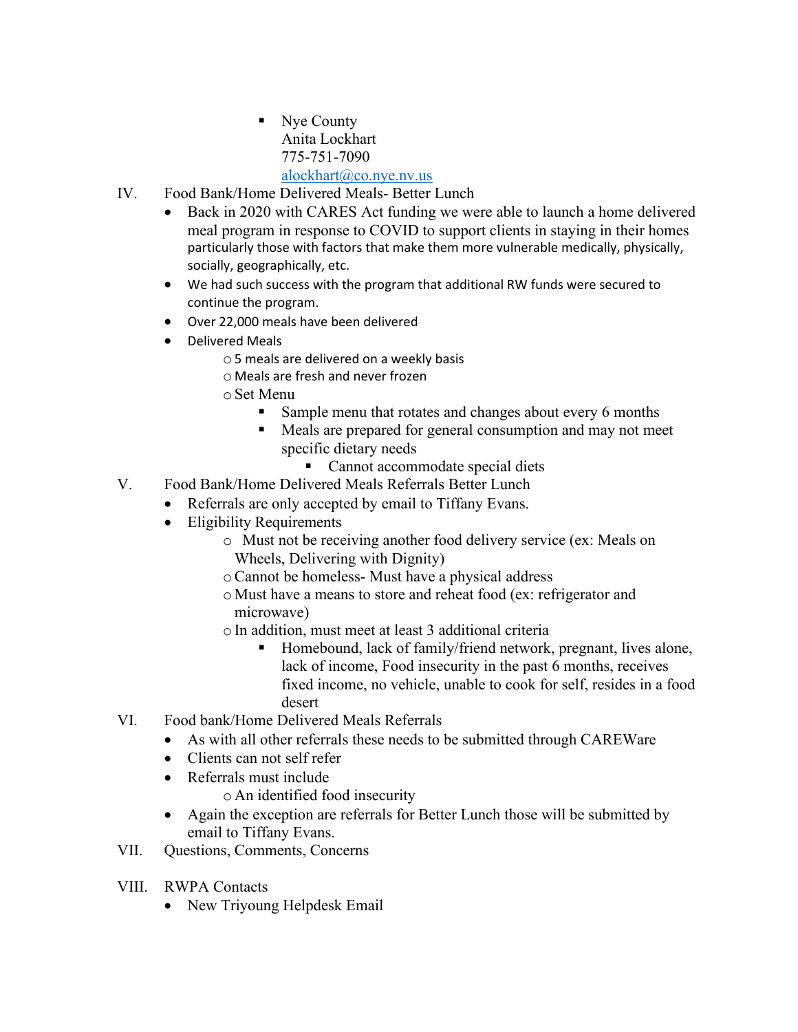- Nye County
  Anita Lockhart
  775-751-7090
  alockhart@co.nye.nv.us

IV. Food Bank/Home Delivered Meals- Better Lunch

- Back in 2020 with CARES Act funding we were able to launch a home delivered meal program in response to COVID to support clients in staying in their homes particularly those with factors that make them more vulnerable medically, physically, socially, geographically, etc.
- We had such success with the program that additional RW funds were secured to continue the program.
- Over 22,000 meals have been delivered
- Delivered Meals
  - 5 meals are delivered on a weekly basis
  - Meals are fresh and never frozen
  - Set Menu
    - Sample menu that rotates and changes about every 6 months
    - Meals are prepared for general consumption and may not meet specific dietary needs
      - Cannot accommodate special diets

V. Food Bank/Home Delivered Meals Referrals Better Lunch

- Referrals are only accepted by email to Tiffany Evans.
- Eligibility Requirements
  - Must not be receiving another food delivery service (ex: Meals on Wheels, Delivering with Dignity)
  - Cannot be homeless- Must have a physical address
  - Must have a means to store and reheat food (ex: refrigerator and microwave)
  - In addition, must meet at least 3 additional criteria
    - Homebound, lack of family/friend network, pregnant, lives alone, lack of income, Food insecurity in the past 6 months, receives fixed income, no vehicle, unable to cook for self, resides in a food desert

VI. Food bank/Home Delivered Meals Referrals

- As with all other referrals these needs to be submitted through CAREWare
- Clients can not self refer
- Referrals must include
  - An identified food insecurity
- Again the exception are referrals for Better Lunch those will be submitted by email to Tiffany Evans.

VII. Questions, Comments, Concerns

VIII. RWPA Contacts

- New Triyoung Helpdesk Email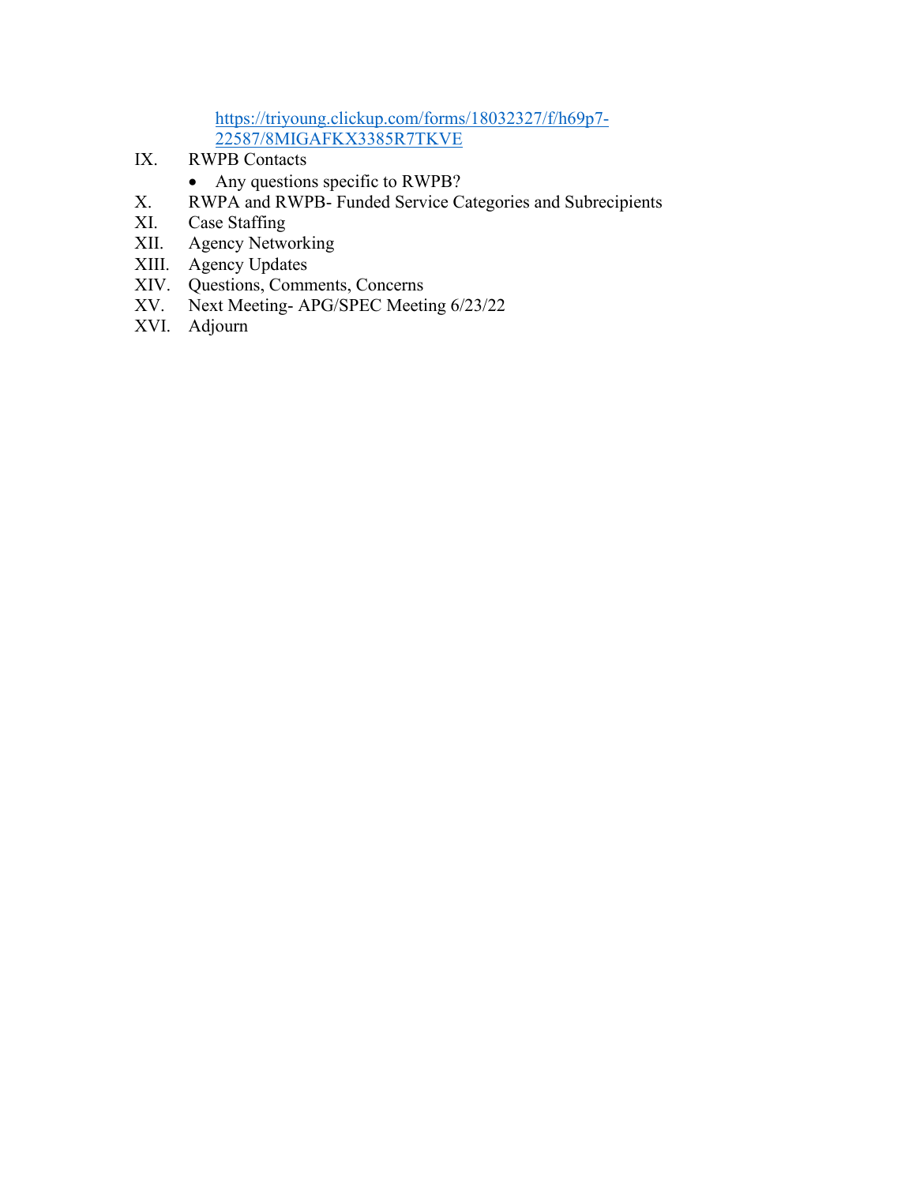https://triyoung.clickup.com/forms/18032327/f/h69p7-22587/8MIGAFKX3385R7TKVE

IX. RWPB Contacts
   - Any questions specific to RWPB?

X. RWPA and RWPB- Funded Service Categories and Subrecipients

XI. Case Staffing

XII. Agency Networking

XIII. Agency Updates

XIV. Questions, Comments, Concerns

XV. Next Meeting- APG/SPEC Meeting 6/23/22

XVI. Adjourn